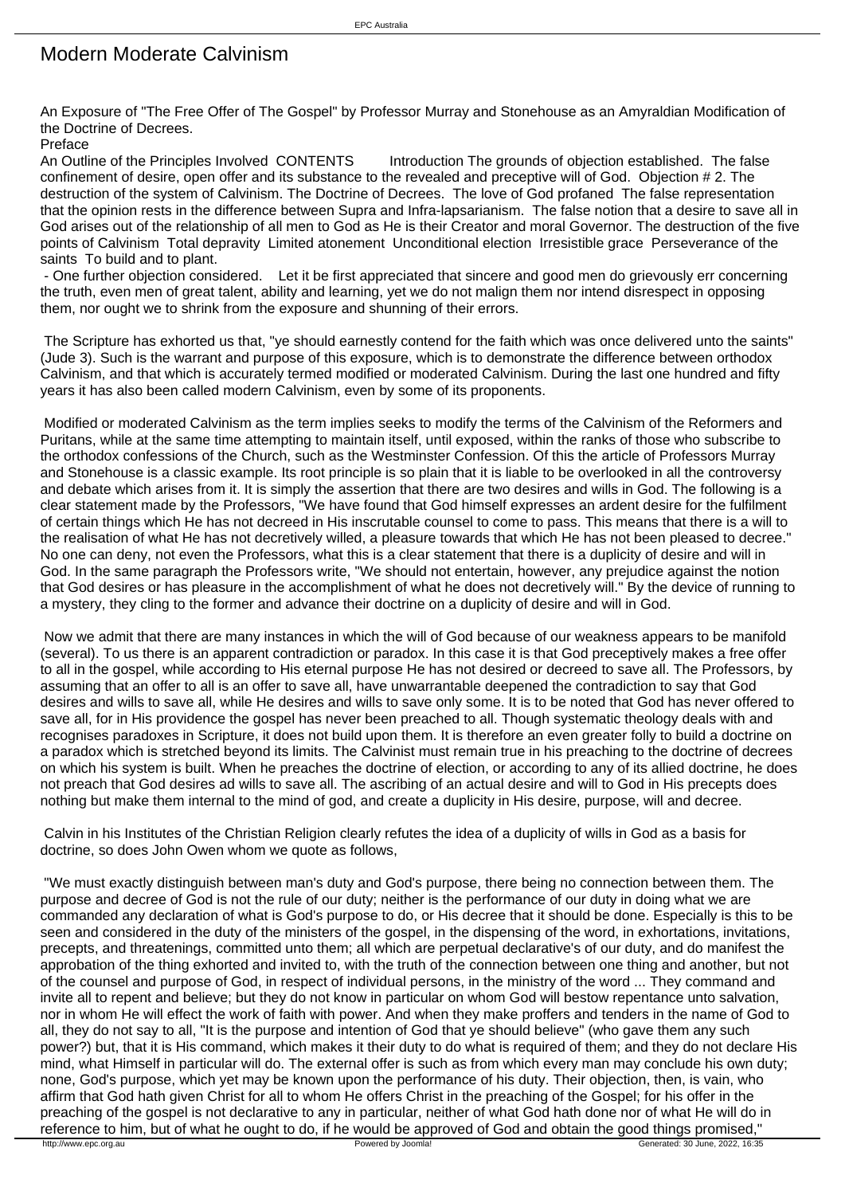# Modern Moderate Calvinism

An Exposure of "The Free Offer of The Gospel" by Professor Murray and Stonehouse as an Amyraldian Modification of the Doctrine of Decrees.

Preface

An Outline of the Principles Involved CONTENTS Introduction The grounds of objection established. The false confinement of desire, open offer and its substance to the revealed and preceptive will of God. Objection # 2. The destruction of the system of Calvinism. The Doctrine of Decrees. The love of God profaned The false representation that the opinion rests in the difference between Supra and Infra-lapsarianism. The false notion that a desire to save all in God arises out of the relationship of all men to God as He is their Creator and moral Governor. The destruction of the five points of Calvinism Total depravity Limited atonement Unconditional election Irresistible grace Perseverance of the saints To build and to plant.

- One further objection considered. Let it be first appreciated that sincere and good men do grievously err concerning the truth, even men of great talent, ability and learning, yet we do not malign them nor intend disrespect in opposing them, nor ought we to shrink from the exposure and shunning of their errors.

The Scripture has exhorted us that, "ye should earnestly contend for the faith which was once delivered unto the saints" (Jude 3). Such is the warrant and purpose of this exposure, which is to demonstrate the difference between orthodox Calvinism, and that which is accurately termed modified or moderated Calvinism. During the last one hundred and fifty years it has also been called modern Calvinism, even by some of its proponents.

Modified or moderated Calvinism as the term implies seeks to modify the terms of the Calvinism of the Reformers and Puritans, while at the same time attempting to maintain itself, until exposed, within the ranks of those who subscribe to the orthodox confessions of the Church, such as the Westminster Confession. Of this the article of Professors Murray and Stonehouse is a classic example. Its root principle is so plain that it is liable to be overlooked in all the controversy and debate which arises from it. It is simply the assertion that there are two desires and wills in God. The following is a clear statement made by the Professors, "We have found that God himself expresses an ardent desire for the fulfilment of certain things which He has not decreed in His inscrutable counsel to come to pass. This means that there is a will to the realisation of what He has not decretively willed, a pleasure towards that which He has not been pleased to decree." No one can deny, not even the Professors, what this is a clear statement that there is a duplicity of desire and will in God. In the same paragraph the Professors write, "We should not entertain, however, any prejudice against the notion that God desires or has pleasure in the accomplishment of what he does not decretively will." By the device of running to a mystery, they cling to the former and advance their doctrine on a duplicity of desire and will in God.

Now we admit that there are many instances in which the will of God because of our weakness appears to be manifold (several). To us there is an apparent contradiction or paradox. In this case it is that God preceptively makes a free offer to all in the gospel, while according to His eternal purpose He has not desired or decreed to save all. The Professors, by assuming that an offer to all is an offer to save all, have unwarrantable deepened the contradiction to say that God desires and wills to save all, while He desires and wills to save only some. It is to be noted that God has never offered to save all, for in His providence the gospel has never been preached to all. Though systematic theology deals with and recognises paradoxes in Scripture, it does not build upon them. It is therefore an even greater folly to build a doctrine on a paradox which is stretched beyond its limits. The Calvinist must remain true in his preaching to the doctrine of decrees on which his system is built. When he preaches the doctrine of election, or according to any of its allied doctrine, he does not preach that God desires ad wills to save all. The ascribing of an actual desire and will to God in His precepts does nothing but make them internal to the mind of god, and create a duplicity in His desire, purpose, will and decree.

Calvin in his Institutes of the Christian Religion clearly refutes the idea of a duplicity of wills in God as a basis for doctrine, so does John Owen whom we quote as follows,

"We must exactly distinguish between man's duty and God's purpose, there being no connection between them. The purpose and decree of God is not the rule of our duty; neither is the performance of our duty in doing what we are commanded any declaration of what is God's purpose to do, or His decree that it should be done. Especially is this to be seen and considered in the duty of the ministers of the gospel, in the dispensing of the word, in exhortations, invitations, precepts, and threatenings, committed unto them; all which are perpetual declarative's of our duty, and do manifest the approbation of the thing exhorted and invited to, with the truth of the connection between one thing and another, but not of the counsel and purpose of God, in respect of individual persons, in the ministry of the word ... They command and invite all to repent and believe; but they do not know in particular on whom God will bestow repentance unto salvation, nor in whom He will effect the work of faith with power. And when they make proffers and tenders in the name of God to all, they do not say to all, "It is the purpose and intention of God that ye should believe" (who gave them any such power?) but, that it is His command, which makes it their duty to do what is required of them; and they do not declare His mind, what Himself in particular will do. The external offer is such as from which every man may conclude his own duty; none, God's purpose, which yet may be known upon the performance of his duty. Their objection, then, is vain, who affirm that God hath given Christ for all to whom He offers Christ in the preaching of the Gospel; for his offer in the preaching of the gospel is not declarative to any in particular, neither of what God hath done nor of what He will do in reference to him, but of what he ought to do, if he would be approved of God and obtain the good things promised,"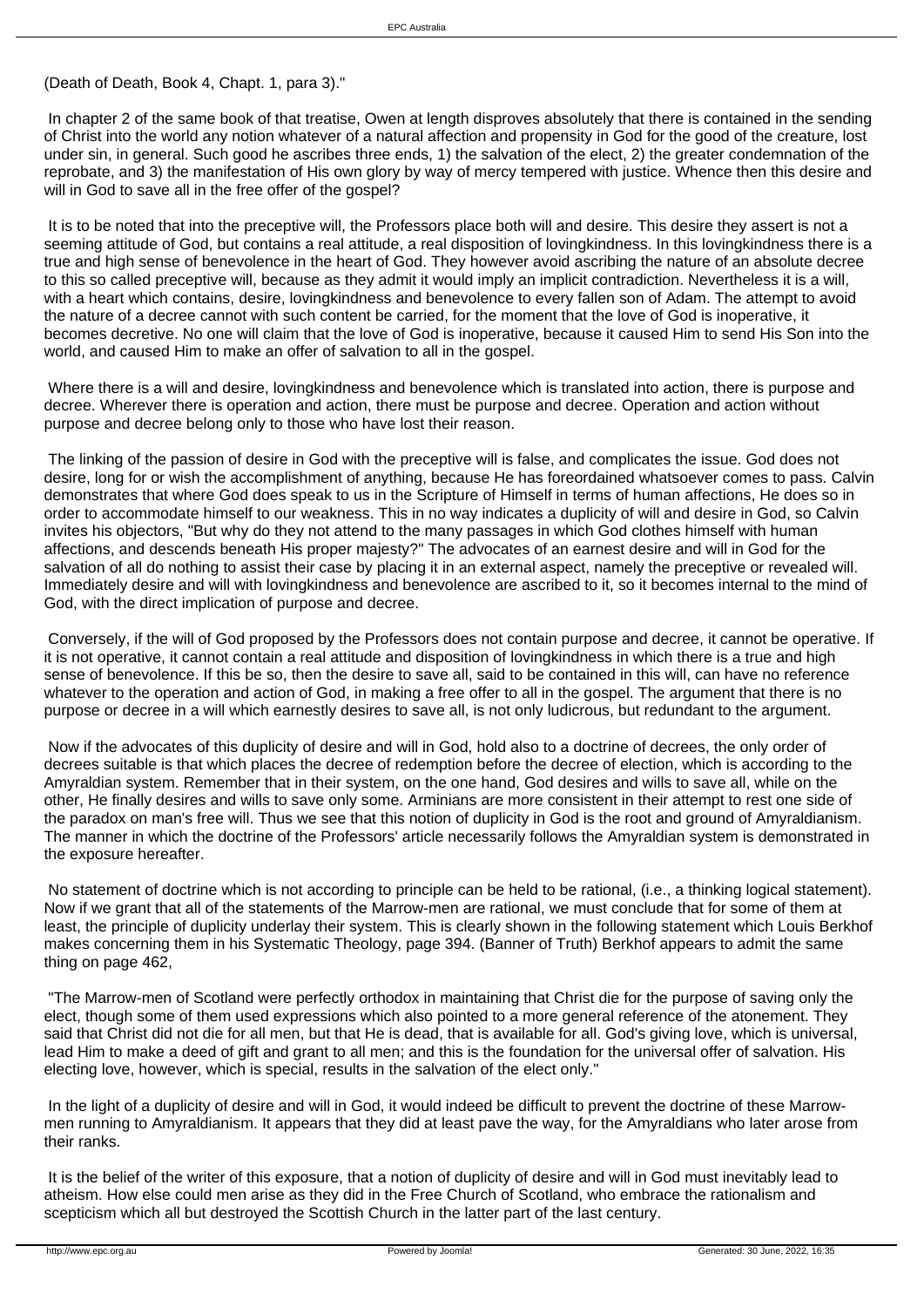(Death of Death, Book 4, Chapt. 1, para 3)."

In chapter 2 of the same book of that treatise, Owen at length disproves absolutely that there is contained in the sending of Christ into the world any notion whatever of a natural affection and propensity in God for the good of the creature, lost under sin, in general. Such good he ascribes three ends, 1) the salvation of the elect, 2) the greater condemnation of the reprobate, and 3) the manifestation of His own glory by way of mercy tempered with justice. Whence then this desire and will in God to save all in the free offer of the gospel?

It is to be noted that into the preceptive will, the Professors place both will and desire. This desire they assert is not a seeming attitude of God, but contains a real attitude, a real disposition of lovingkindness. In this lovingkindness there is a true and high sense of benevolence in the heart of God. They however avoid ascribing the nature of an absolute decree to this so called preceptive will, because as they admit it would imply an implicit contradiction. Nevertheless it is a will, with a heart which contains, desire, lovingkindness and benevolence to every fallen son of Adam. The attempt to avoid the nature of a decree cannot with such content be carried, for the moment that the love of God is inoperative, it becomes decretive. No one will claim that the love of God is inoperative, because it caused Him to send His Son into the world, and caused Him to make an offer of salvation to all in the gospel.

Where there is a will and desire, lovingkindness and benevolence which is translated into action, there is purpose and decree. Wherever there is operation and action, there must be purpose and decree. Operation and action without purpose and decree belong only to those who have lost their reason.

The linking of the passion of desire in God with the preceptive will is false, and complicates the issue. God does not desire, long for or wish the accomplishment of anything, because He has foreordained whatsoever comes to pass. Calvin demonstrates that where God does speak to us in the Scripture of Himself in terms of human affections, He does so in order to accommodate himself to our weakness. This in no way indicates a duplicity of will and desire in God, so Calvin invites his objectors, "But why do they not attend to the many passages in which God clothes himself with human affections, and descends beneath His proper majesty?" The advocates of an earnest desire and will in God for the salvation of all do nothing to assist their case by placing it in an external aspect, namely the preceptive or revealed will. Immediately desire and will with lovingkindness and benevolence are ascribed to it, so it becomes internal to the mind of God, with the direct implication of purpose and decree.

Conversely, if the will of God proposed by the Professors does not contain purpose and decree, it cannot be operative. If it is not operative, it cannot contain a real attitude and disposition of lovingkindness in which there is a true and high sense of benevolence. If this be so, then the desire to save all, said to be contained in this will, can have no reference whatever to the operation and action of God, in making a free offer to all in the gospel. The argument that there is no purpose or decree in a will which earnestly desires to save all, is not only ludicrous, but redundant to the argument.

Now if the advocates of this duplicity of desire and will in God, hold also to a doctrine of decrees, the only order of decrees suitable is that which places the decree of redemption before the decree of election, which is according to the Amyraldian system. Remember that in their system, on the one hand, God desires and wills to save all, while on the other, He finally desires and wills to save only some. Arminians are more consistent in their attempt to rest one side of the paradox on man's free will. Thus we see that this notion of duplicity in God is the root and ground of Amyraldianism. The manner in which the doctrine of the Professors' article necessarily follows the Amyraldian system is demonstrated in the exposure hereafter.

No statement of doctrine which is not according to principle can be held to be rational, (i.e., a thinking logical statement). Now if we grant that all of the statements of the Marrow-men are rational, we must conclude that for some of them at least, the principle of duplicity underlay their system. This is clearly shown in the following statement which Louis Berkhof makes concerning them in his Systematic Theology, page 394. (Banner of Truth) Berkhof appears to admit the same thing on page 462,

"The Marrow-men of Scotland were perfectly orthodox in maintaining that Christ die for the purpose of saving only the elect, though some of them used expressions which also pointed to a more general reference of the atonement. They said that Christ did not die for all men, but that He is dead, that is available for all. God's giving love, which is universal, lead Him to make a deed of gift and grant to all men; and this is the foundation for the universal offer of salvation. His electing love, however, which is special, results in the salvation of the elect only."

In the light of a duplicity of desire and will in God, it would indeed be difficult to prevent the doctrine of these Marrow-men running to Amyraldianism. It appears that they did at least pave the way, for the Amyraldians who later arose from their ranks.

It is the belief of the writer of this exposure, that a notion of duplicity of desire and will in God must inevitably lead to atheism. How else could men arise as they did in the Free Church of Scotland, who embrace the rationalism and scepticism which all but destroyed the Scottish Church in the latter part of the last century.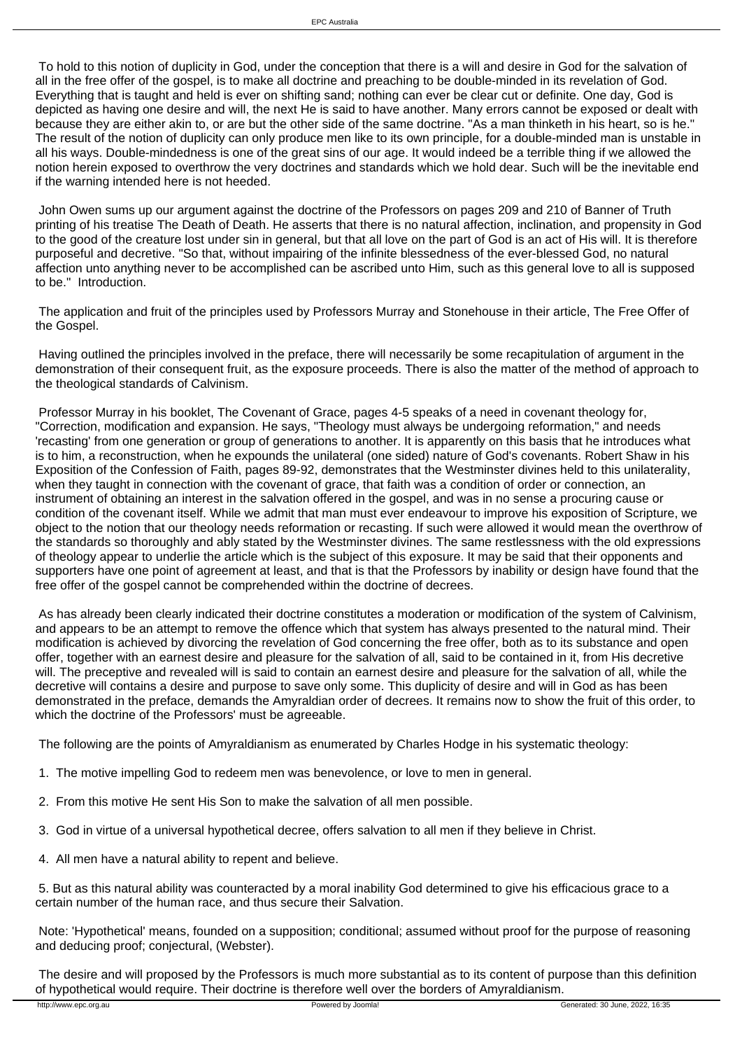To hold to this notion of duplicity in God, under the conception that there is a will and desire in God for the salvation of all in the free offer of the gospel, is to make all doctrine and preaching to be double-minded in its revelation of God. Everything that is taught and held is ever on shifting sand; nothing can ever be clear cut or definite. One day, God is depicted as having one desire and will, the next He is said to have another. Many errors cannot be exposed or dealt with because they are either akin to, or are but the other side of the same doctrine. "As a man thinketh in his heart, so is he." The result of the notion of duplicity can only produce men like to its own principle, for a double-minded man is unstable in all his ways. Double-mindedness is one of the great sins of our age. It would indeed be a terrible thing if we allowed the notion herein exposed to overthrow the very doctrines and standards which we hold dear. Such will be the inevitable end if the warning intended here is not heeded.

John Owen sums up our argument against the doctrine of the Professors on pages 209 and 210 of Banner of Truth printing of his treatise The Death of Death. He asserts that there is no natural affection, inclination, and propensity in God to the good of the creature lost under sin in general, but that all love on the part of God is an act of His will. It is therefore purposeful and decretive. "So that, without impairing of the infinite blessedness of the ever-blessed God, no natural affection unto anything never to be accomplished can be ascribed unto Him, such as this general love to all is supposed to be." Introduction.

The application and fruit of the principles used by Professors Murray and Stonehouse in their article, The Free Offer of the Gospel.

Having outlined the principles involved in the preface, there will necessarily be some recapitulation of argument in the demonstration of their consequent fruit, as the exposure proceeds. There is also the matter of the method of approach to the theological standards of Calvinism.

Professor Murray in his booklet, The Covenant of Grace, pages 4-5 speaks of a need in covenant theology for, "Correction, modification and expansion. He says, "Theology must always be undergoing reformation," and needs 'recasting' from one generation or group of generations to another. It is apparently on this basis that he introduces what is to him, a reconstruction, when he expounds the unilateral (one sided) nature of God's covenants. Robert Shaw in his Exposition of the Confession of Faith, pages 89-92, demonstrates that the Westminster divines held to this unilaterality, when they taught in connection with the covenant of grace, that faith was a condition of order or connection, an instrument of obtaining an interest in the salvation offered in the gospel, and was in no sense a procuring cause or condition of the covenant itself. While we admit that man must ever endeavour to improve his exposition of Scripture, we object to the notion that our theology needs reformation or recasting. If such were allowed it would mean the overthrow of the standards so thoroughly and ably stated by the Westminster divines. The same restlessness with the old expressions of theology appear to underlie the article which is the subject of this exposure. It may be said that their opponents and supporters have one point of agreement at least, and that is that the Professors by inability or design have found that the free offer of the gospel cannot be comprehended within the doctrine of decrees.

As has already been clearly indicated their doctrine constitutes a moderation or modification of the system of Calvinism, and appears to be an attempt to remove the offence which that system has always presented to the natural mind. Their modification is achieved by divorcing the revelation of God concerning the free offer, both as to its substance and open offer, together with an earnest desire and pleasure for the salvation of all, said to be contained in it, from His decretive will. The preceptive and revealed will is said to contain an earnest desire and pleasure for the salvation of all, while the decretive will contains a desire and purpose to save only some. This duplicity of desire and will in God as has been demonstrated in the preface, demands the Amyraldian order of decrees. It remains now to show the fruit of this order, to which the doctrine of the Professors' must be agreeable.

The following are the points of Amyraldianism as enumerated by Charles Hodge in his systematic theology:

1. The motive impelling God to redeem men was benevolence, or love to men in general.

2. From this motive He sent His Son to make the salvation of all men possible.

3. God in virtue of a universal hypothetical decree, offers salvation to all men if they believe in Christ.

4. All men have a natural ability to repent and believe.

5. But as this natural ability was counteracted by a moral inability God determined to give his efficacious grace to a certain number of the human race, and thus secure their Salvation.

Note: 'Hypothetical' means, founded on a supposition; conditional; assumed without proof for the purpose of reasoning and deducing proof; conjectural, (Webster).

The desire and will proposed by the Professors is much more substantial as to its content of purpose than this definition of hypothetical would require. Their doctrine is therefore well over the borders of Amyraldianism.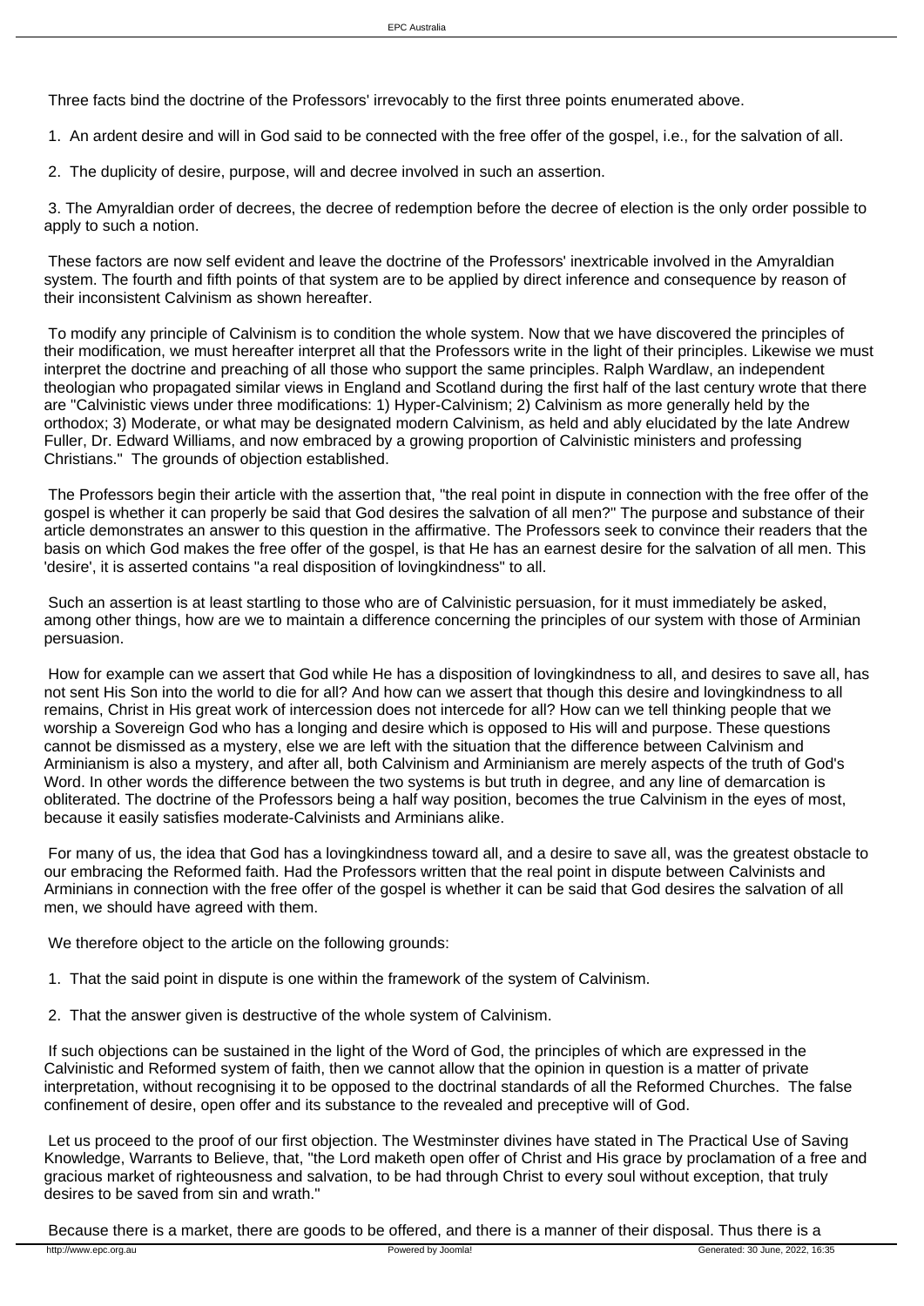Three facts bind the doctrine of the Professors' irrevocably to the first three points enumerated above.

1. An ardent desire and will in God said to be connected with the free offer of the gospel, i.e., for the salvation of all.

2. The duplicity of desire, purpose, will and decree involved in such an assertion.

3. The Amyraldian order of decrees, the decree of redemption before the decree of election is the only order possible to apply to such a notion.

These factors are now self evident and leave the doctrine of the Professors' inextricable involved in the Amyraldian system. The fourth and fifth points of that system are to be applied by direct inference and consequence by reason of their inconsistent Calvinism as shown hereafter.

To modify any principle of Calvinism is to condition the whole system. Now that we have discovered the principles of their modification, we must hereafter interpret all that the Professors write in the light of their principles. Likewise we must interpret the doctrine and preaching of all those who support the same principles. Ralph Wardlaw, an independent theologian who propagated similar views in England and Scotland during the first half of the last century wrote that there are "Calvinistic views under three modifications: 1) Hyper-Calvinism; 2) Calvinism as more generally held by the orthodox; 3) Moderate, or what may be designated modern Calvinism, as held and ably elucidated by the late Andrew Fuller, Dr. Edward Williams, and now embraced by a growing proportion of Calvinistic ministers and professing Christians." The grounds of objection established.

The Professors begin their article with the assertion that, "the real point in dispute in connection with the free offer of the gospel is whether it can properly be said that God desires the salvation of all men?" The purpose and substance of their article demonstrates an answer to this question in the affirmative. The Professors seek to convince their readers that the basis on which God makes the free offer of the gospel, is that He has an earnest desire for the salvation of all men. This 'desire', it is asserted contains "a real disposition of lovingkindness" to all.

Such an assertion is at least startling to those who are of Calvinistic persuasion, for it must immediately be asked, among other things, how are we to maintain a difference concerning the principles of our system with those of Arminian persuasion.

How for example can we assert that God while He has a disposition of lovingkindness to all, and desires to save all, has not sent His Son into the world to die for all? And how can we assert that though this desire and lovingkindness to all remains, Christ in His great work of intercession does not intercede for all? How can we tell thinking people that we worship a Sovereign God who has a longing and desire which is opposed to His will and purpose. These questions cannot be dismissed as a mystery, else we are left with the situation that the difference between Calvinism and Arminianism is also a mystery, and after all, both Calvinism and Arminianism are merely aspects of the truth of God's Word. In other words the difference between the two systems is but truth in degree, and any line of demarcation is obliterated. The doctrine of the Professors being a half way position, becomes the true Calvinism in the eyes of most, because it easily satisfies moderate-Calvinists and Arminians alike.

For many of us, the idea that God has a lovingkindness toward all, and a desire to save all, was the greatest obstacle to our embracing the Reformed faith. Had the Professors written that the real point in dispute between Calvinists and Arminians in connection with the free offer of the gospel is whether it can be said that God desires the salvation of all men, we should have agreed with them.

We therefore object to the article on the following grounds:

1. That the said point in dispute is one within the framework of the system of Calvinism.

2. That the answer given is destructive of the whole system of Calvinism.

If such objections can be sustained in the light of the Word of God, the principles of which are expressed in the Calvinistic and Reformed system of faith, then we cannot allow that the opinion in question is a matter of private interpretation, without recognising it to be opposed to the doctrinal standards of all the Reformed Churches. The false confinement of desire, open offer and its substance to the revealed and preceptive will of God.

Let us proceed to the proof of our first objection. The Westminster divines have stated in The Practical Use of Saving Knowledge, Warrants to Believe, that, "the Lord maketh open offer of Christ and His grace by proclamation of a free and gracious market of righteousness and salvation, to be had through Christ to every soul without exception, that truly desires to be saved from sin and wrath."

Because there is a market, there are goods to be offered, and there is a manner of their disposal. Thus there is a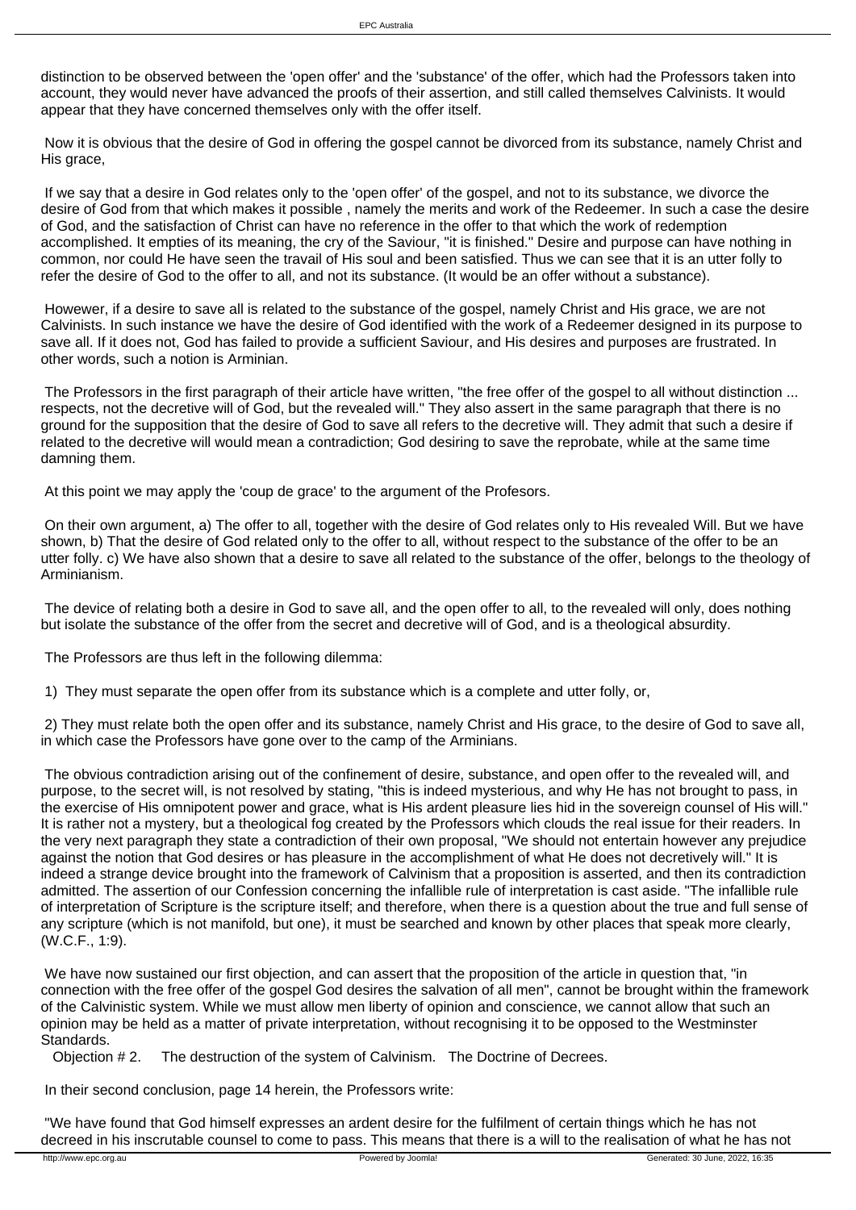distinction to be observed between the 'open offer' and the 'substance' of the offer, which had the Professors taken into account, they would never have advanced the proofs of their assertion, and still called themselves Calvinists. It would appear that they have concerned themselves only with the offer itself.

Now it is obvious that the desire of God in offering the gospel cannot be divorced from its substance, namely Christ and His grace,

If we say that a desire in God relates only to the 'open offer' of the gospel, and not to its substance, we divorce the desire of God from that which makes it possible , namely the merits and work of the Redeemer. In such a case the desire of God, and the satisfaction of Christ can have no reference in the offer to that which the work of redemption accomplished. It empties of its meaning, the cry of the Saviour, "it is finished." Desire and purpose can have nothing in common, nor could He have seen the travail of His soul and been satisfied. Thus we can see that it is an utter folly to refer the desire of God to the offer to all, and not its substance. (It would be an offer without a substance).

However, if a desire to save all is related to the substance of the gospel, namely Christ and His grace, we are not Calvinists. In such instance we have the desire of God identified with the work of a Redeemer designed in its purpose to save all. If it does not, God has failed to provide a sufficient Saviour, and His desires and purposes are frustrated. In other words, such a notion is Arminian.

The Professors in the first paragraph of their article have written, "the free offer of the gospel to all without distinction ... respects, not the decretive will of God, but the revealed will." They also assert in the same paragraph that there is no ground for the supposition that the desire of God to save all refers to the decretive will. They admit that such a desire if related to the decretive will would mean a contradiction; God desiring to save the reprobate, while at the same time damning them.

At this point we may apply the 'coup de grace' to the argument of the Profesors.

On their own argument, a) The offer to all, together with the desire of God relates only to His revealed Will. But we have shown, b) That the desire of God related only to the offer to all, without respect to the substance of the offer to be an utter folly. c) We have also shown that a desire to save all related to the substance of the offer, belongs to the theology of Arminianism.

The device of relating both a desire in God to save all, and the open offer to all, to the revealed will only, does nothing but isolate the substance of the offer from the secret and decretive will of God, and is a theological absurdity.

The Professors are thus left in the following dilemma:

1) They must separate the open offer from its substance which is a complete and utter folly, or,

2) They must relate both the open offer and its substance, namely Christ and His grace, to the desire of God to save all, in which case the Professors have gone over to the camp of the Arminians.

The obvious contradiction arising out of the confinement of desire, substance, and open offer to the revealed will, and purpose, to the secret will, is not resolved by stating, "this is indeed mysterious, and why He has not brought to pass, in the exercise of His omnipotent power and grace, what is His ardent pleasure lies hid in the sovereign counsel of His will." It is rather not a mystery, but a theological fog created by the Professors which clouds the real issue for their readers. In the very next paragraph they state a contradiction of their own proposal, "We should not entertain however any prejudice against the notion that God desires or has pleasure in the accomplishment of what He does not decretively will." It is indeed a strange device brought into the framework of Calvinism that a proposition is asserted, and then its contradiction admitted. The assertion of our Confession concerning the infallible rule of interpretation is cast aside. "The infallible rule of interpretation of Scripture is the scripture itself; and therefore, when there is a question about the true and full sense of any scripture (which is not manifold, but one), it must be searched and known by other places that speak more clearly, (W.C.F., 1:9).

We have now sustained our first objection, and can assert that the proposition of the article in question that, "in connection with the free offer of the gospel God desires the salvation of all men", cannot be brought within the framework of the Calvinistic system. While we must allow men liberty of opinion and conscience, we cannot allow that such an opinion may be held as a matter of private interpretation, without recognising it to be opposed to the Westminster Standards.

Objection # 2. The destruction of the system of Calvinism. The Doctrine of Decrees.

In their second conclusion, page 14 herein, the Professors write:

"We have found that God himself expresses an ardent desire for the fulfilment of certain things which he has not decreed in his inscrutable counsel to come to pass. This means that there is a will to the realisation of what he has not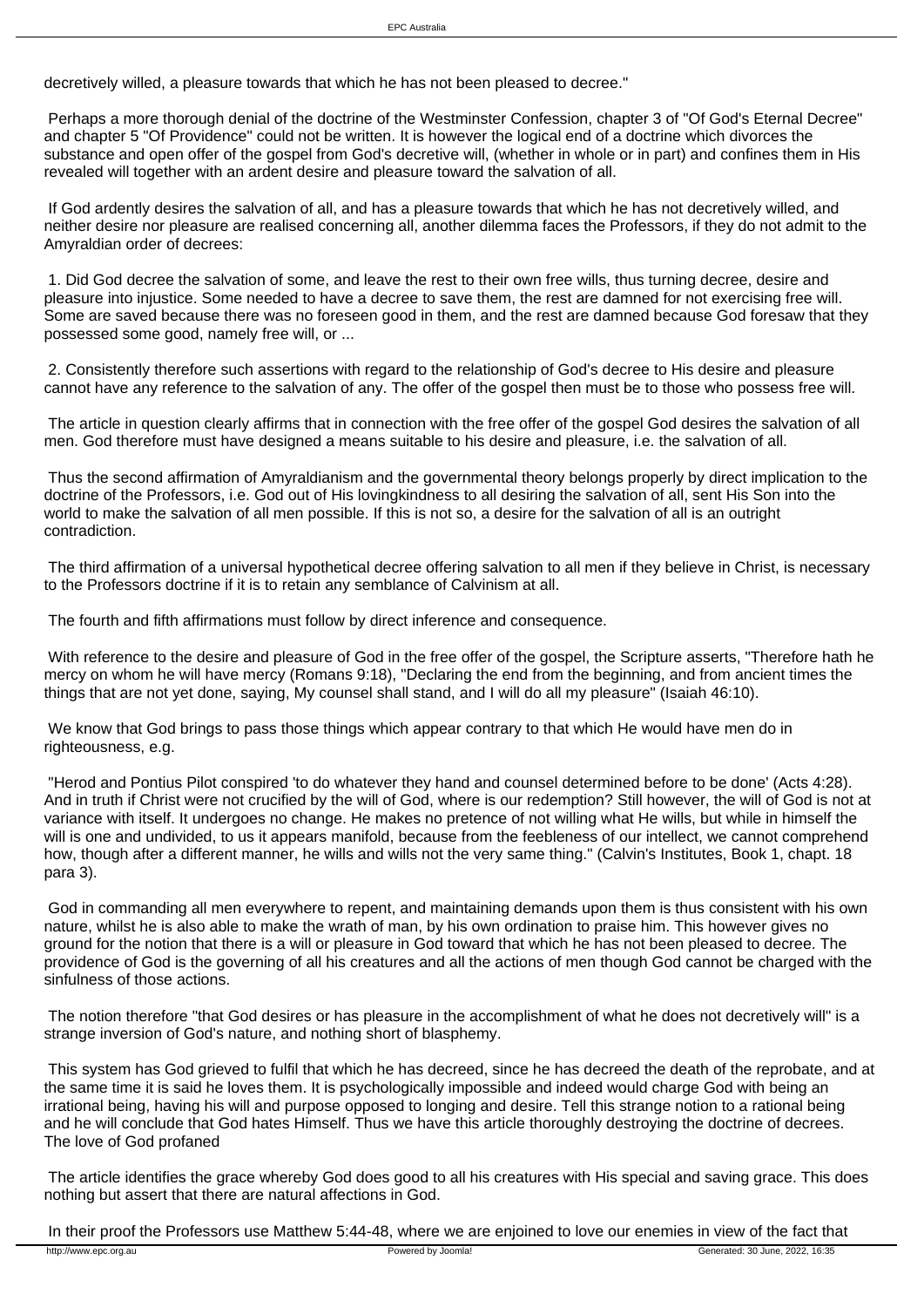decretively willed, a pleasure towards that which he has not been pleased to decree."

Perhaps a more thorough denial of the doctrine of the Westminster Confession, chapter 3 of "Of God's Eternal Decree" and chapter 5 "Of Providence" could not be written. It is however the logical end of a doctrine which divorces the substance and open offer of the gospel from God's decretive will, (whether in whole or in part) and confines them in His revealed will together with an ardent desire and pleasure toward the salvation of all.

If God ardently desires the salvation of all, and has a pleasure towards that which he has not decretively willed, and neither desire nor pleasure are realised concerning all, another dilemma faces the Professors, if they do not admit to the Amyraldian order of decrees:

1. Did God decree the salvation of some, and leave the rest to their own free wills, thus turning decree, desire and pleasure into injustice. Some needed to have a decree to save them, the rest are damned for not exercising free will. Some are saved because there was no foreseen good in them, and the rest are damned because God foresaw that they possessed some good, namely free will, or ...

2. Consistently therefore such assertions with regard to the relationship of God's decree to His desire and pleasure cannot have any reference to the salvation of any. The offer of the gospel then must be to those who possess free will.

The article in question clearly affirms that in connection with the free offer of the gospel God desires the salvation of all men. God therefore must have designed a means suitable to his desire and pleasure, i.e. the salvation of all.

Thus the second affirmation of Amyraldianism and the governmental theory belongs properly by direct implication to the doctrine of the Professors, i.e. God out of His lovingkindness to all desiring the salvation of all, sent His Son into the world to make the salvation of all men possible. If this is not so, a desire for the salvation of all is an outright contradiction.

The third affirmation of a universal hypothetical decree offering salvation to all men if they believe in Christ, is necessary to the Professors doctrine if it is to retain any semblance of Calvinism at all.

The fourth and fifth affirmations must follow by direct inference and consequence.

With reference to the desire and pleasure of God in the free offer of the gospel, the Scripture asserts, "Therefore hath he mercy on whom he will have mercy (Romans 9:18), "Declaring the end from the beginning, and from ancient times the things that are not yet done, saying, My counsel shall stand, and I will do all my pleasure" (Isaiah 46:10).

We know that God brings to pass those things which appear contrary to that which He would have men do in righteousness, e.g.

"Herod and Pontius Pilot conspired 'to do whatever they hand and counsel determined before to be done' (Acts 4:28). And in truth if Christ were not crucified by the will of God, where is our redemption? Still however, the will of God is not at variance with itself. It undergoes no change. He makes no pretence of not willing what He wills, but while in himself the will is one and undivided, to us it appears manifold, because from the feebleness of our intellect, we cannot comprehend how, though after a different manner, he wills and wills not the very same thing." (Calvin's Institutes, Book 1, chapt. 18 para 3).

God in commanding all men everywhere to repent, and maintaining demands upon them is thus consistent with his own nature, whilst he is also able to make the wrath of man, by his own ordination to praise him. This however gives no ground for the notion that there is a will or pleasure in God toward that which he has not been pleased to decree. The providence of God is the governing of all his creatures and all the actions of men though God cannot be charged with the sinfulness of those actions.

The notion therefore "that God desires or has pleasure in the accomplishment of what he does not decretively will" is a strange inversion of God's nature, and nothing short of blasphemy.

This system has God grieved to fulfil that which he has decreed, since he has decreed the death of the reprobate, and at the same time it is said he loves them. It is psychologically impossible and indeed would charge God with being an irrational being, having his will and purpose opposed to longing and desire. Tell this strange notion to a rational being and he will conclude that God hates Himself. Thus we have this article thoroughly destroying the doctrine of decrees.

### The love of God profaned

The article identifies the grace whereby God does good to all his creatures with His special and saving grace. This does nothing but assert that there are natural affections in God.

In their proof the Professors use Matthew 5:44-48, where we are enjoined to love our enemies in view of the fact that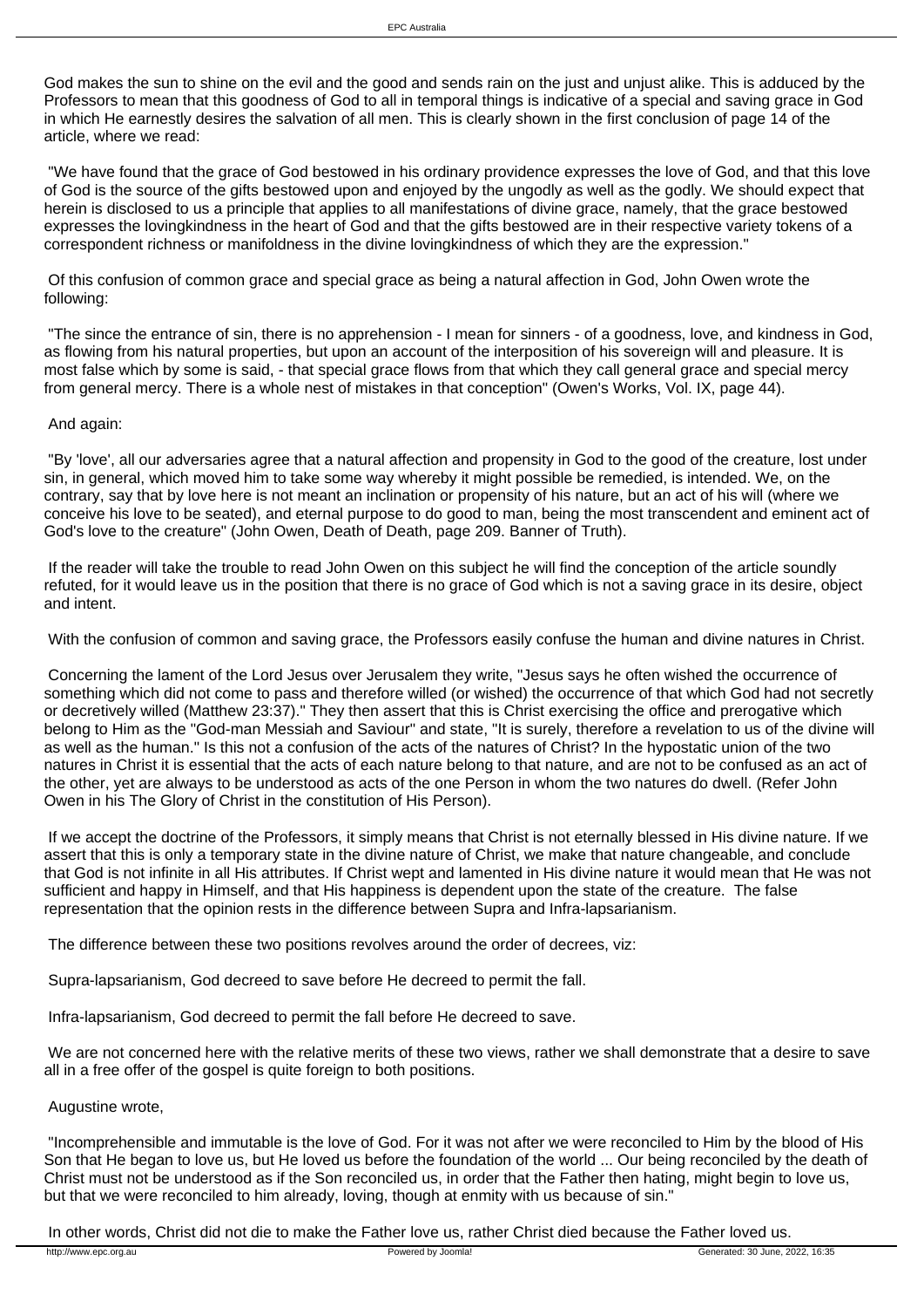God makes the sun to shine on the evil and the good and sends rain on the just and unjust alike. This is adduced by the Professors to mean that this goodness of God to all in temporal things is indicative of a special and saving grace in God in which He earnestly desires the salvation of all men. This is clearly shown in the first conclusion of page 14 of the article, where we read:

"We have found that the grace of God bestowed in his ordinary providence expresses the love of God, and that this love of God is the source of the gifts bestowed upon and enjoyed by the ungodly as well as the godly. We should expect that herein is disclosed to us a principle that applies to all manifestations of divine grace, namely, that the grace bestowed expresses the lovingkindness in the heart of God and that the gifts bestowed are in their respective variety tokens of a correspondent richness or manifoldness in the divine lovingkindness of which they are the expression."

Of this confusion of common grace and special grace as being a natural affection in God, John Owen wrote the following:

"The since the entrance of sin, there is no apprehension - I mean for sinners - of a goodness, love, and kindness in God, as flowing from his natural properties, but upon an account of the interposition of his sovereign will and pleasure. It is most false which by some is said, - that special grace flows from that which they call general grace and special mercy from general mercy. There is a whole nest of mistakes in that conception" (Owen's Works, Vol. IX, page 44).

And again:

"By 'love', all our adversaries agree that a natural affection and propensity in God to the good of the creature, lost under sin, in general, which moved him to take some way whereby it might possible be remedied, is intended. We, on the contrary, say that by love here is not meant an inclination or propensity of his nature, but an act of his will (where we conceive his love to be seated), and eternal purpose to do good to man, being the most transcendent and eminent act of God's love to the creature" (John Owen, Death of Death, page 209. Banner of Truth).

If the reader will take the trouble to read John Owen on this subject he will find the conception of the article soundly refuted, for it would leave us in the position that there is no grace of God which is not a saving grace in its desire, object and intent.

With the confusion of common and saving grace, the Professors easily confuse the human and divine natures in Christ.

Concerning the lament of the Lord Jesus over Jerusalem they write, "Jesus says he often wished the occurrence of something which did not come to pass and therefore willed (or wished) the occurrence of that which God had not secretly or decretively willed (Matthew 23:37)." They then assert that this is Christ exercising the office and prerogative which belong to Him as the "God-man Messiah and Saviour" and state, "It is surely, therefore a revelation to us of the divine will as well as the human." Is this not a confusion of the acts of the natures of Christ? In the hypostatic union of the two natures in Christ it is essential that the acts of each nature belong to that nature, and are not to be confused as an act of the other, yet are always to be understood as acts of the one Person in whom the two natures do dwell. (Refer John Owen in his The Glory of Christ in the constitution of His Person).

If we accept the doctrine of the Professors, it simply means that Christ is not eternally blessed in His divine nature. If we assert that this is only a temporary state in the divine nature of Christ, we make that nature changeable, and conclude that God is not infinite in all His attributes. If Christ wept and lamented in His divine nature it would mean that He was not sufficient and happy in Himself, and that His happiness is dependent upon the state of the creature. The false representation that the opinion rests in the difference between Supra and Infra-lapsarianism.

The difference between these two positions revolves around the order of decrees, viz:

Supra-lapsarianism, God decreed to save before He decreed to permit the fall.

Infra-lapsarianism, God decreed to permit the fall before He decreed to save.

We are not concerned here with the relative merits of these two views, rather we shall demonstrate that a desire to save all in a free offer of the gospel is quite foreign to both positions.

Augustine wrote,

"Incomprehensible and immutable is the love of God. For it was not after we were reconciled to Him by the blood of His Son that He began to love us, but He loved us before the foundation of the world ... Our being reconciled by the death of Christ must not be understood as if the Son reconciled us, in order that the Father then hating, might begin to love us, but that we were reconciled to him already, loving, though at enmity with us because of sin."

In other words, Christ did not die to make the Father love us, rather Christ died because the Father loved us.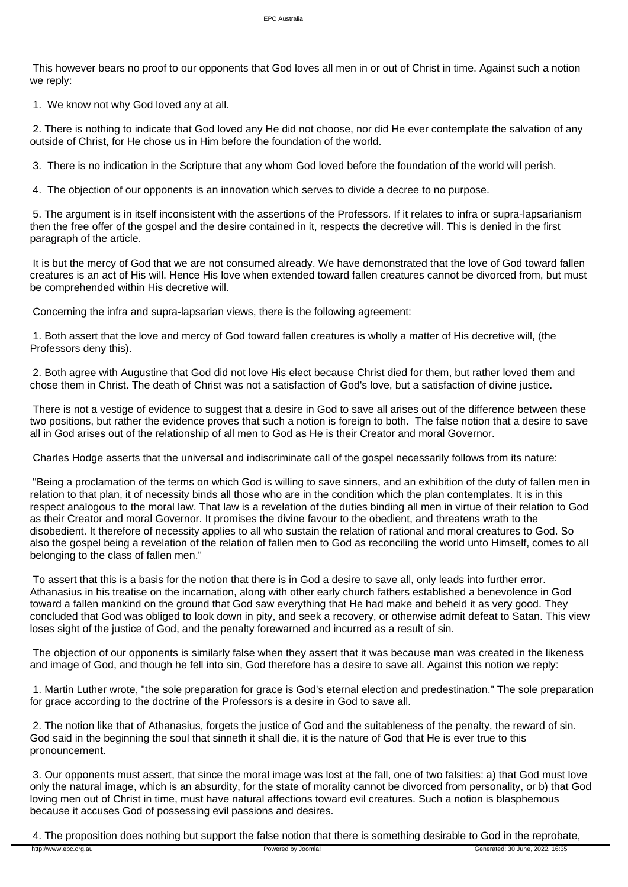This however bears no proof to our opponents that God loves all men in or out of Christ in time. Against such a notion we reply:

1. We know not why God loved any at all.

2. There is nothing to indicate that God loved any He did not choose, nor did He ever contemplate the salvation of any outside of Christ, for He chose us in Him before the foundation of the world.

3. There is no indication in the Scripture that any whom God loved before the foundation of the world will perish.

4. The objection of our opponents is an innovation which serves to divide a decree to no purpose.

5. The argument is in itself inconsistent with the assertions of the Professors. If it relates to infra or supra-lapsarianism then the free offer of the gospel and the desire contained in it, respects the decretive will. This is denied in the first paragraph of the article.

It is but the mercy of God that we are not consumed already. We have demonstrated that the love of God toward fallen creatures is an act of His will. Hence His love when extended toward fallen creatures cannot be divorced from, but must be comprehended within His decretive will.

Concerning the infra and supra-lapsarian views, there is the following agreement:

1. Both assert that the love and mercy of God toward fallen creatures is wholly a matter of His decretive will, (the Professors deny this).

2. Both agree with Augustine that God did not love His elect because Christ died for them, but rather loved them and chose them in Christ. The death of Christ was not a satisfaction of God's love, but a satisfaction of divine justice.

There is not a vestige of evidence to suggest that a desire in God to save all arises out of the difference between these two positions, but rather the evidence proves that such a notion is foreign to both. The false notion that a desire to save all in God arises out of the relationship of all men to God as He is their Creator and moral Governor.

Charles Hodge asserts that the universal and indiscriminate call of the gospel necessarily follows from its nature:

"Being a proclamation of the terms on which God is willing to save sinners, and an exhibition of the duty of fallen men in relation to that plan, it of necessity binds all those who are in the condition which the plan contemplates. It is in this respect analogous to the moral law. That law is a revelation of the duties binding all men in virtue of their relation to God as their Creator and moral Governor. It promises the divine favour to the obedient, and threatens wrath to the disobedient. It therefore of necessity applies to all who sustain the relation of rational and moral creatures to God. So also the gospel being a revelation of the relation of fallen men to God as reconciling the world unto Himself, comes to all belonging to the class of fallen men."

To assert that this is a basis for the notion that there is in God a desire to save all, only leads into further error. Athanasius in his treatise on the incarnation, along with other early church fathers established a benevolence in God toward a fallen mankind on the ground that God saw everything that He had make and beheld it as very good. They concluded that God was obliged to look down in pity, and seek a recovery, or otherwise admit defeat to Satan. This view loses sight of the justice of God, and the penalty forewarned and incurred as a result of sin.

The objection of our opponents is similarly false when they assert that it was because man was created in the likeness and image of God, and though he fell into sin, God therefore has a desire to save all. Against this notion we reply:

1. Martin Luther wrote, "the sole preparation for grace is God's eternal election and predestination." The sole preparation for grace according to the doctrine of the Professors is a desire in God to save all.

2. The notion like that of Athanasius, forgets the justice of God and the suitableness of the penalty, the reward of sin. God said in the beginning the soul that sinneth it shall die, it is the nature of God that He is ever true to this pronouncement.

3. Our opponents must assert, that since the moral image was lost at the fall, one of two falsities: a) that God must love only the natural image, which is an absurdity, for the state of morality cannot be divorced from personality, or b) that God loving men out of Christ in time, must have natural affections toward evil creatures. Such a notion is blasphemous because it accuses God of possessing evil passions and desires.

4. The proposition does nothing but support the false notion that there is something desirable to God in the reprobate,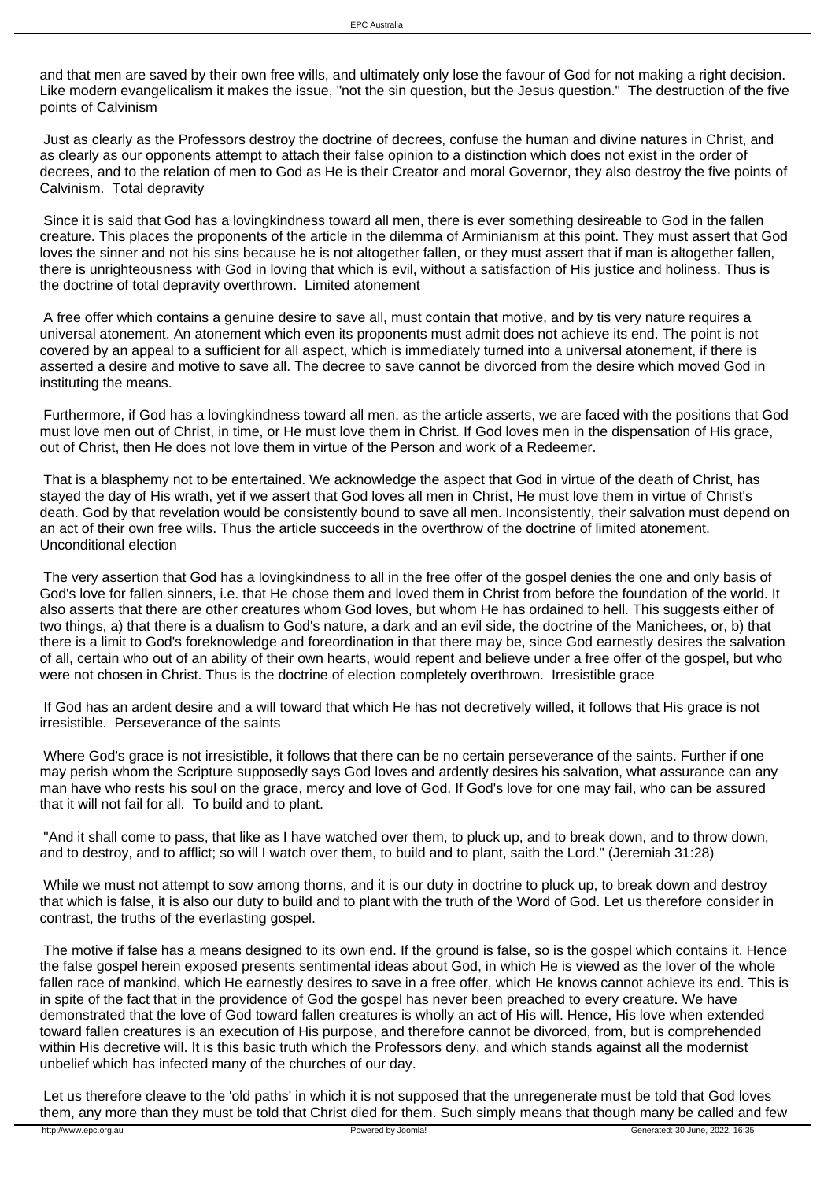and that men are saved by their own free wills, and ultimately only lose the favour of God for not making a right decision. Like modern evangelicalism it makes the issue, "not the sin question, but the Jesus question." The destruction of the five points of Calvinism

Just as clearly as the Professors destroy the doctrine of decrees, confuse the human and divine natures in Christ, and as clearly as our opponents attempt to attach their false opinion to a distinction which does not exist in the order of decrees, and to the relation of men to God as He is their Creator and moral Governor, they also destroy the five points of Calvinism. Total depravity

Since it is said that God has a lovingkindness toward all men, there is ever something desireable to God in the fallen creature. This places the proponents of the article in the dilemma of Arminianism at this point. They must assert that God loves the sinner and not his sins because he is not altogether fallen, or they must assert that if man is altogether fallen, there is unrighteousness with God in loving that which is evil, without a satisfaction of His justice and holiness. Thus is the doctrine of total depravity overthrown. Limited atonement

A free offer which contains a genuine desire to save all, must contain that motive, and by tis very nature requires a universal atonement. An atonement which even its proponents must admit does not achieve its end. The point is not covered by an appeal to a sufficient for all aspect, which is immediately turned into a universal atonement, if there is asserted a desire and motive to save all. The decree to save cannot be divorced from the desire which moved God in instituting the means.

Furthermore, if God has a lovingkindness toward all men, as the article asserts, we are faced with the positions that God must love men out of Christ, in time, or He must love them in Christ. If God loves men in the dispensation of His grace, out of Christ, then He does not love them in virtue of the Person and work of a Redeemer.

That is a blasphemy not to be entertained. We acknowledge the aspect that God in virtue of the death of Christ, has stayed the day of His wrath, yet if we assert that God loves all men in Christ, He must love them in virtue of Christ's death. God by that revelation would be consistently bound to save all men. Inconsistently, their salvation must depend on an act of their own free wills. Thus the article succeeds in the overthrow of the doctrine of limited atonement. Unconditional election

The very assertion that God has a lovingkindness to all in the free offer of the gospel denies the one and only basis of God's love for fallen sinners, i.e. that He chose them and loved them in Christ from before the foundation of the world. It also asserts that there are other creatures whom God loves, but whom He has ordained to hell. This suggests either of two things, a) that there is a dualism to God's nature, a dark and an evil side, the doctrine of the Manichees, or, b) that there is a limit to God's foreknowledge and foreordination in that there may be, since God earnestly desires the salvation of all, certain who out of an ability of their own hearts, would repent and believe under a free offer of the gospel, but who were not chosen in Christ. Thus is the doctrine of election completely overthrown. Irresistible grace

If God has an ardent desire and a will toward that which He has not decretively willed, it follows that His grace is not irresistible. Perseverance of the saints

Where God's grace is not irresistible, it follows that there can be no certain perseverance of the saints. Further if one may perish whom the Scripture supposedly says God loves and ardently desires his salvation, what assurance can any man have who rests his soul on the grace, mercy and love of God. If God's love for one may fail, who can be assured that it will not fail for all. To build and to plant.

"And it shall come to pass, that like as I have watched over them, to pluck up, and to break down, and to throw down, and to destroy, and to afflict; so will I watch over them, to build and to plant, saith the Lord." (Jeremiah 31:28)

While we must not attempt to sow among thorns, and it is our duty in doctrine to pluck up, to break down and destroy that which is false, it is also our duty to build and to plant with the truth of the Word of God. Let us therefore consider in contrast, the truths of the everlasting gospel.

The motive if false has a means designed to its own end. If the ground is false, so is the gospel which contains it. Hence the false gospel herein exposed presents sentimental ideas about God, in which He is viewed as the lover of the whole fallen race of mankind, which He earnestly desires to save in a free offer, which He knows cannot achieve its end. This is in spite of the fact that in the providence of God the gospel has never been preached to every creature. We have demonstrated that the love of God toward fallen creatures is wholly an act of His will. Hence, His love when extended toward fallen creatures is an execution of His purpose, and therefore cannot be divorced, from, but is comprehended within His decretive will. It is this basic truth which the Professors deny, and which stands against all the modernist unbelief which has infected many of the churches of our day.

Let us therefore cleave to the 'old paths' in which it is not supposed that the unregenerate must be told that God loves them, any more than they must be told that Christ died for them. Such simply means that though many be called and few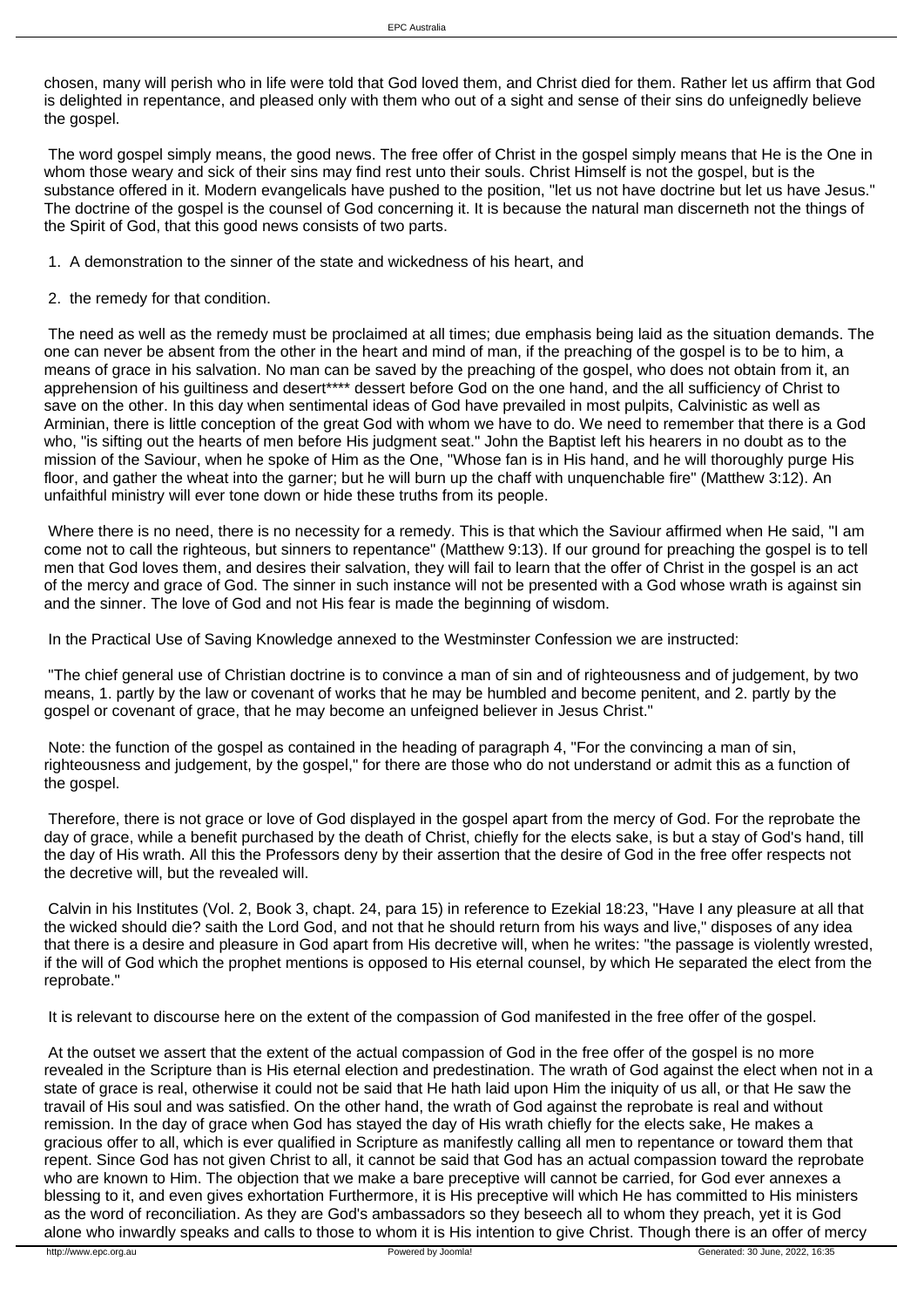chosen, many will perish who in life were told that God loved them, and Christ died for them. Rather let us affirm that God is delighted in repentance, and pleased only with them who out of a sight and sense of their sins do unfeignedly believe the gospel.

The word gospel simply means, the good news. The free offer of Christ in the gospel simply means that He is the One in whom those weary and sick of their sins may find rest unto their souls. Christ Himself is not the gospel, but is the substance offered in it. Modern evangelicals have pushed to the position, "let us not have doctrine but let us have Jesus." The doctrine of the gospel is the counsel of God concerning it. It is because the natural man discerneth not the things of the Spirit of God, that this good news consists of two parts.

1. A demonstration to the sinner of the state and wickedness of his heart, and
2. the remedy for that condition.

The need as well as the remedy must be proclaimed at all times; due emphasis being laid as the situation demands. The one can never be absent from the other in the heart and mind of man, if the preaching of the gospel is to be to him, a means of grace in his salvation. No man can be saved by the preaching of the gospel, who does not obtain from it, an apprehension of his guiltiness and desert**** dessert before God on the one hand, and the all sufficiency of Christ to save on the other. In this day when sentimental ideas of God have prevailed in most pulpits, Calvinistic as well as Arminian, there is little conception of the great God with whom we have to do. We need to remember that there is a God who, "is sifting out the hearts of men before His judgment seat." John the Baptist left his hearers in no doubt as to the mission of the Saviour, when he spoke of Him as the One, "Whose fan is in His hand, and he will thoroughly purge His floor, and gather the wheat into the garner; but he will burn up the chaff with unquenchable fire" (Matthew 3:12). An unfaithful ministry will ever tone down or hide these truths from its people.

Where there is no need, there is no necessity for a remedy. This is that which the Saviour affirmed when He said, "I am come not to call the righteous, but sinners to repentance" (Matthew 9:13). If our ground for preaching the gospel is to tell men that God loves them, and desires their salvation, they will fail to learn that the offer of Christ in the gospel is an act of the mercy and grace of God. The sinner in such instance will not be presented with a God whose wrath is against sin and the sinner. The love of God and not His fear is made the beginning of wisdom.

In the Practical Use of Saving Knowledge annexed to the Westminster Confession we are instructed:

"The chief general use of Christian doctrine is to convince a man of sin and of righteousness and of judgement, by two means, 1. partly by the law or covenant of works that he may be humbled and become penitent, and 2. partly by the gospel or covenant of grace, that he may become an unfeigned believer in Jesus Christ."

Note: the function of the gospel as contained in the heading of paragraph 4, "For the convincing a man of sin, righteousness and judgement, by the gospel," for there are those who do not understand or admit this as a function of the gospel.

Therefore, there is not grace or love of God displayed in the gospel apart from the mercy of God. For the reprobate the day of grace, while a benefit purchased by the death of Christ, chiefly for the elects sake, is but a stay of God's hand, till the day of His wrath. All this the Professors deny by their assertion that the desire of God in the free offer respects not the decretive will, but the revealed will.

Calvin in his Institutes (Vol. 2, Book 3, chapt. 24, para 15) in reference to Ezekial 18:23, "Have I any pleasure at all that the wicked should die? saith the Lord God, and not that he should return from his ways and live," disposes of any idea that there is a desire and pleasure in God apart from His decretive will, when he writes: "the passage is violently wrested, if the will of God which the prophet mentions is opposed to His eternal counsel, by which He separated the elect from the reprobate."

It is relevant to discourse here on the extent of the compassion of God manifested in the free offer of the gospel.

At the outset we assert that the extent of the actual compassion of God in the free offer of the gospel is no more revealed in the Scripture than is His eternal election and predestination. The wrath of God against the elect when not in a state of grace is real, otherwise it could not be said that He hath laid upon Him the iniquity of us all, or that He saw the travail of His soul and was satisfied. On the other hand, the wrath of God against the reprobate is real and without remission. In the day of grace when God has stayed the day of His wrath chiefly for the elects sake, He makes a gracious offer to all, which is ever qualified in Scripture as manifestly calling all men to repentance or toward them that repent. Since God has not given Christ to all, it cannot be said that God has an actual compassion toward the reprobate who are known to Him. The objection that we make a bare preceptive will cannot be carried, for God ever annexes a blessing to it, and even gives exhortation Furthermore, it is His preceptive will which He has committed to His ministers as the word of reconciliation. As they are God's ambassadors so they beseech all to whom they preach, yet it is God alone who inwardly speaks and calls to those to whom it is His intention to give Christ. Though there is an offer of mercy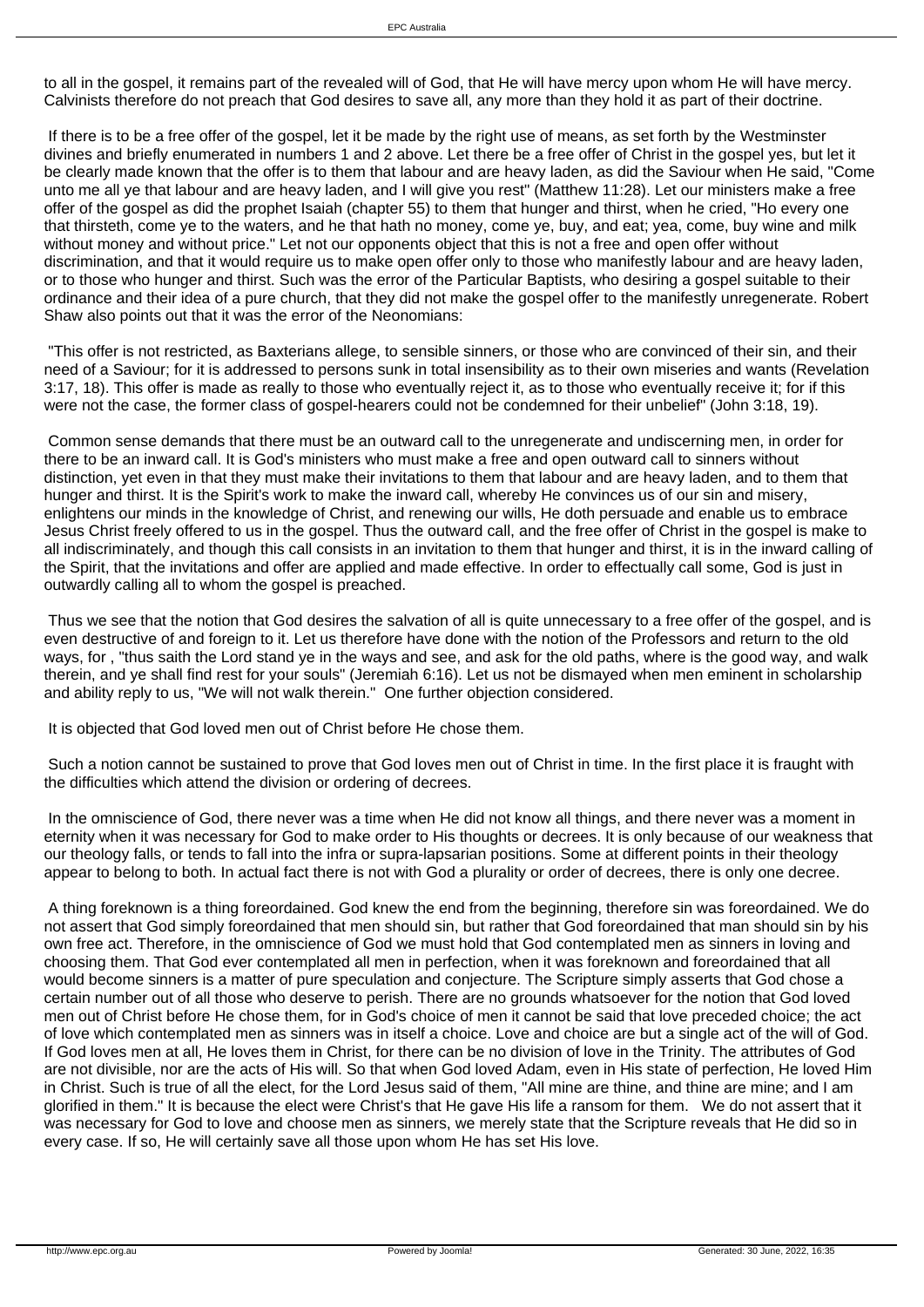to all in the gospel, it remains part of the revealed will of God, that He will have mercy upon whom He will have mercy. Calvinists therefore do not preach that God desires to save all, any more than they hold it as part of their doctrine.

If there is to be a free offer of the gospel, let it be made by the right use of means, as set forth by the Westminster divines and briefly enumerated in numbers 1 and 2 above. Let there be a free offer of Christ in the gospel yes, but let it be clearly made known that the offer is to them that labour and are heavy laden, as did the Saviour when He said, "Come unto me all ye that labour and are heavy laden, and I will give you rest" (Matthew 11:28). Let our ministers make a free offer of the gospel as did the prophet Isaiah (chapter 55) to them that hunger and thirst, when he cried, "Ho every one that thirsteth, come ye to the waters, and he that hath no money, come ye, buy, and eat; yea, come, buy wine and milk without money and without price." Let not our opponents object that this is not a free and open offer without discrimination, and that it would require us to make open offer only to those who manifestly labour and are heavy laden, or to those who hunger and thirst. Such was the error of the Particular Baptists, who desiring a gospel suitable to their ordinance and their idea of a pure church, that they did not make the gospel offer to the manifestly unregenerate. Robert Shaw also points out that it was the error of the Neonomians:

"This offer is not restricted, as Baxterians allege, to sensible sinners, or those who are convinced of their sin, and their need of a Saviour; for it is addressed to persons sunk in total insensibility as to their own miseries and wants (Revelation 3:17, 18). This offer is made as really to those who eventually reject it, as to those who eventually receive it; for if this were not the case, the former class of gospel-hearers could not be condemned for their unbelief" (John 3:18, 19).

Common sense demands that there must be an outward call to the unregenerate and undiscerning men, in order for there to be an inward call. It is God's ministers who must make a free and open outward call to sinners without distinction, yet even in that they must make their invitations to them that labour and are heavy laden, and to them that hunger and thirst. It is the Spirit's work to make the inward call, whereby He convinces us of our sin and misery, enlightens our minds in the knowledge of Christ, and renewing our wills, He doth persuade and enable us to embrace Jesus Christ freely offered to us in the gospel. Thus the outward call, and the free offer of Christ in the gospel is make to all indiscriminately, and though this call consists in an invitation to them that hunger and thirst, it is in the inward calling of the Spirit, that the invitations and offer are applied and made effective. In order to effectually call some, God is just in outwardly calling all to whom the gospel is preached.

Thus we see that the notion that God desires the salvation of all is quite unnecessary to a free offer of the gospel, and is even destructive of and foreign to it. Let us therefore have done with the notion of the Professors and return to the old ways, for , "thus saith the Lord stand ye in the ways and see, and ask for the old paths, where is the good way, and walk therein, and ye shall find rest for your souls" (Jeremiah 6:16). Let us not be dismayed when men eminent in scholarship and ability reply to us, "We will not walk therein." One further objection considered.

It is objected that God loved men out of Christ before He chose them.

Such a notion cannot be sustained to prove that God loves men out of Christ in time. In the first place it is fraught with the difficulties which attend the division or ordering of decrees.

In the omniscience of God, there never was a time when He did not know all things, and there never was a moment in eternity when it was necessary for God to make order to His thoughts or decrees. It is only because of our weakness that our theology falls, or tends to fall into the infra or supra-lapsarian positions. Some at different points in their theology appear to belong to both. In actual fact there is not with God a plurality or order of decrees, there is only one decree.

A thing foreknown is a thing foreordained. God knew the end from the beginning, therefore sin was foreordained. We do not assert that God simply foreordained that men should sin, but rather that God foreordained that man should sin by his own free act. Therefore, in the omniscience of God we must hold that God contemplated men as sinners in loving and choosing them. That God ever contemplated all men in perfection, when it was foreknown and foreordained that all would become sinners is a matter of pure speculation and conjecture. The Scripture simply asserts that God chose a certain number out of all those who deserve to perish. There are no grounds whatsoever for the notion that God loved men out of Christ before He chose them, for in God's choice of men it cannot be said that love preceded choice; the act of love which contemplated men as sinners was in itself a choice. Love and choice are but a single act of the will of God. If God loves men at all, He loves them in Christ, for there can be no division of love in the Trinity. The attributes of God are not divisible, nor are the acts of His will. So that when God loved Adam, even in His state of perfection, He loved Him in Christ. Such is true of all the elect, for the Lord Jesus said of them, "All mine are thine, and thine are mine; and I am glorified in them." It is because the elect were Christ's that He gave His life a ransom for them. We do not assert that it was necessary for God to love and choose men as sinners, we merely state that the Scripture reveals that He did so in every case. If so, He will certainly save all those upon whom He has set His love.